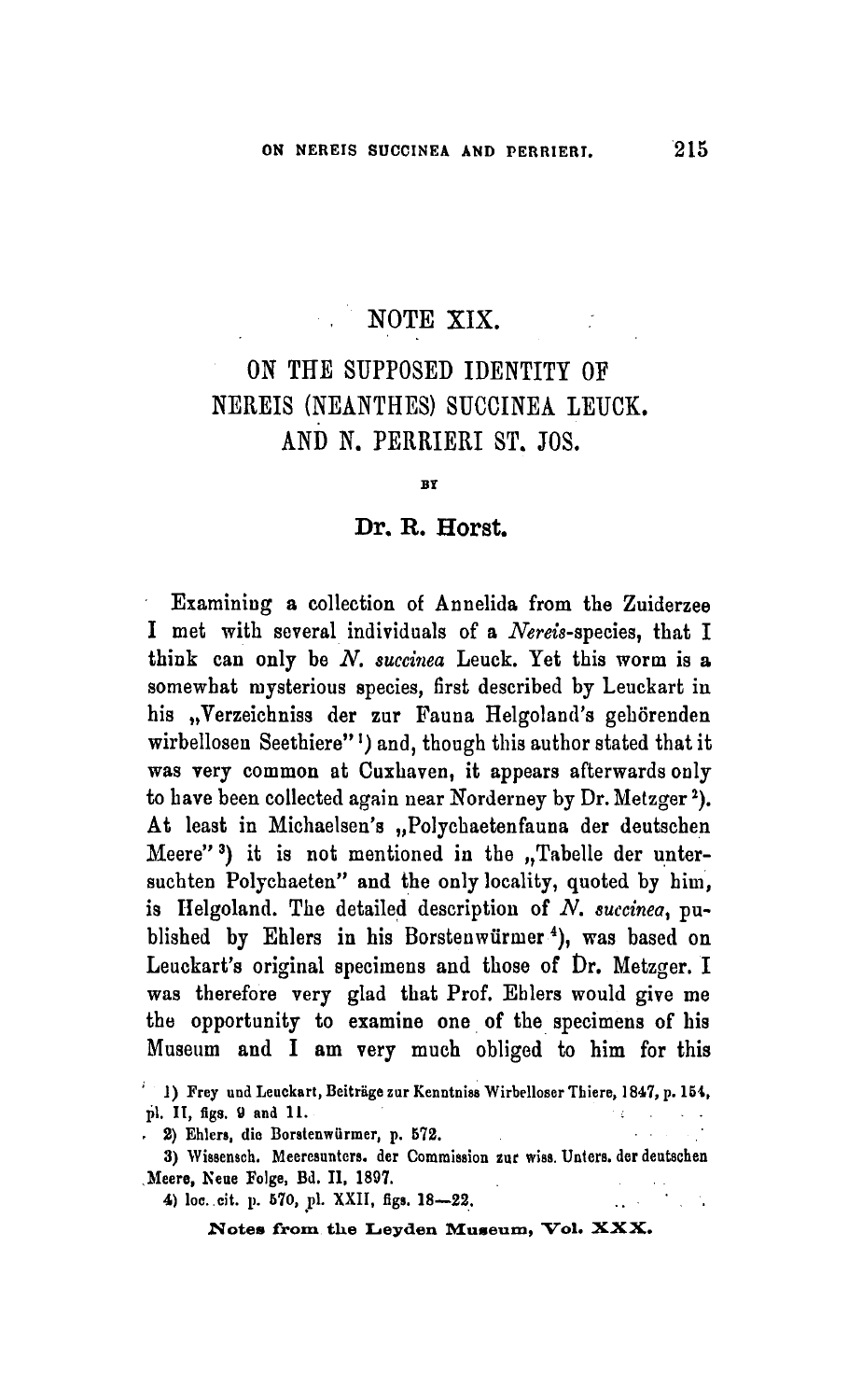# NOTE XIX.

## ON THE SUPPOSED IDENTITY OF NEREIS (NEANTHES) SUCCINEA LEUCK. AND N. PERRIERI ST. JOS.

BY

**Dr. R. Horst.**

Examining a collection of Annelida from the Zuiderzee I met with several individuals of a *Nereis*-species, that I think can only be *N. succinea* Leuck. Yet this worm is a somewhat mysterious species, first described by Leuckart in his „Verzeichniss der zur Fauna Helgoland's gehörenden wirbellosen Seethiere"[1]) and, though this author stated that it was very common at Cuxhaven, it appears afterwards only to have been collected again near Norderney by Dr. Metzger[2]). At least in Michaelsen's „Polychaetenfauna der deutschen Meere"[3]) it is not mentioned in the „Tabelle der untersuchten Polychaeten" and the only locality, quoted by him, is Helgoland. The detailed description of *N. succinea*, published by Ehlers in his Borstenwürmer[4]), was based on Leuckart's original specimens and those of Dr. Metzger. I was therefore very glad that Prof. Ehlers would give me the opportunity to examine one of the specimens of his Museum and I am very much obliged to him for this

1) Frey und Leuckart, Beiträge zur Kenntniss Wirbelloser Thiere, 1847, p. 154, pl. II, figs. 9 and 11.

2) Ehlers, die Borstenwürmer, p. 572.

3) Wissensch. Meeresunters. der Commission zur wiss. Unters. der deutschen Meere, Neue Folge, Bd. II, 1897.

4) loc. cit. p. 570, pl. XXII, figs. 18—22.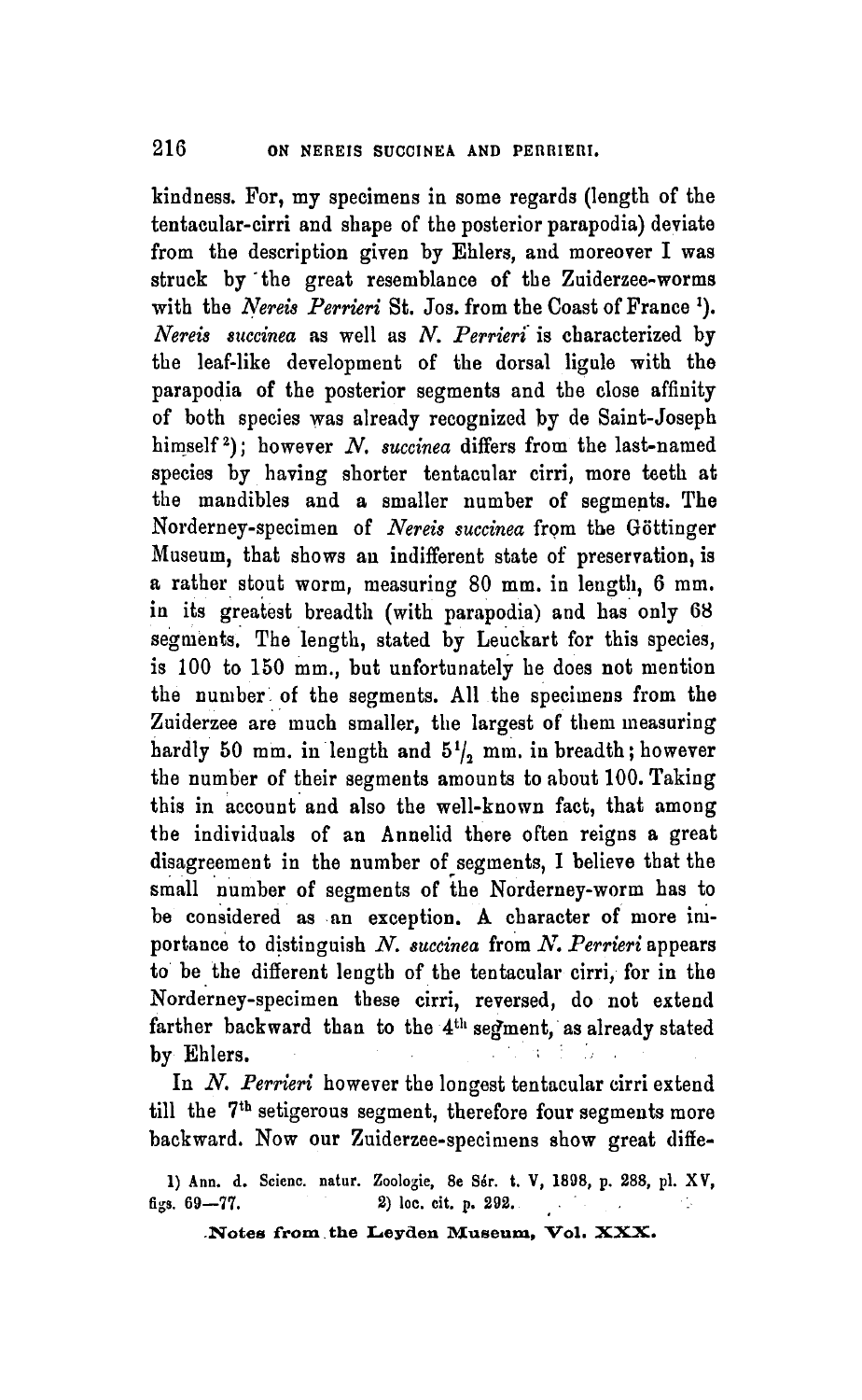kindness. For, my specimens in some regards (length of the tentacular-cirri and shape of the posterior parapodia) deviate from the description given by Ehlers, and moreover I was struck by the great resemblance of the Zuiderzee-worms with the *Nereis Perrieri* St. Jos. from the Coast of France [1]). *Nereis succinea* as well as *N. Perrieri* is characterized by the leaf-like development of the dorsal ligule with the parapodia of the posterior segments and the close affinity of both species was already recognized by de Saint-Joseph himself [2]); however *N. succinea* differs from the last-named species by having shorter tentacular cirri, more teeth at the mandibles and a smaller number of segments. The Norderney-specimen of *Nereis succinea* from the Göttinger Museum, that shows an indifferent state of preservation, is a rather stout worm, measuring 80 mm. in length, 6 mm. in its greatest breadth (with parapodia) and has only 68 segments. The length, stated by Leuckart for this species, is 100 to 150 mm., but unfortunately he does not mention the number of the segments. All the specimens from the Zuiderzee are much smaller, the largest of them measuring hardly 50 mm. in length and $5^1/_2$ mm. in breadth; however the number of their segments amounts to about 100. Taking this in account and also the well-known fact, that among the individuals of an Annelid there often reigns a great disagreement in the number of segments, I believe that the small number of segments of the Norderney-worm has to be considered as an exception. A character of more importance to distinguish *N. succinea* from *N. Perrieri* appears to be the different length of the tentacular cirri, for in the Norderney-specimen these cirri, reversed, do not extend farther backward than to the 4th segment, as already stated by Ehlers.

In *N. Perrieri* however the longest tentacular cirri extend till the 7th setigerous segment, therefore four segments more backward. Now our Zuiderzee-specimens show great diffe-

1) Ann. d. Scienc. natur. Zoologie, 8e Sér. t. V, 1898, p. 288, pl. XV, figs. 69—77.  2) loc. cit. p. 292.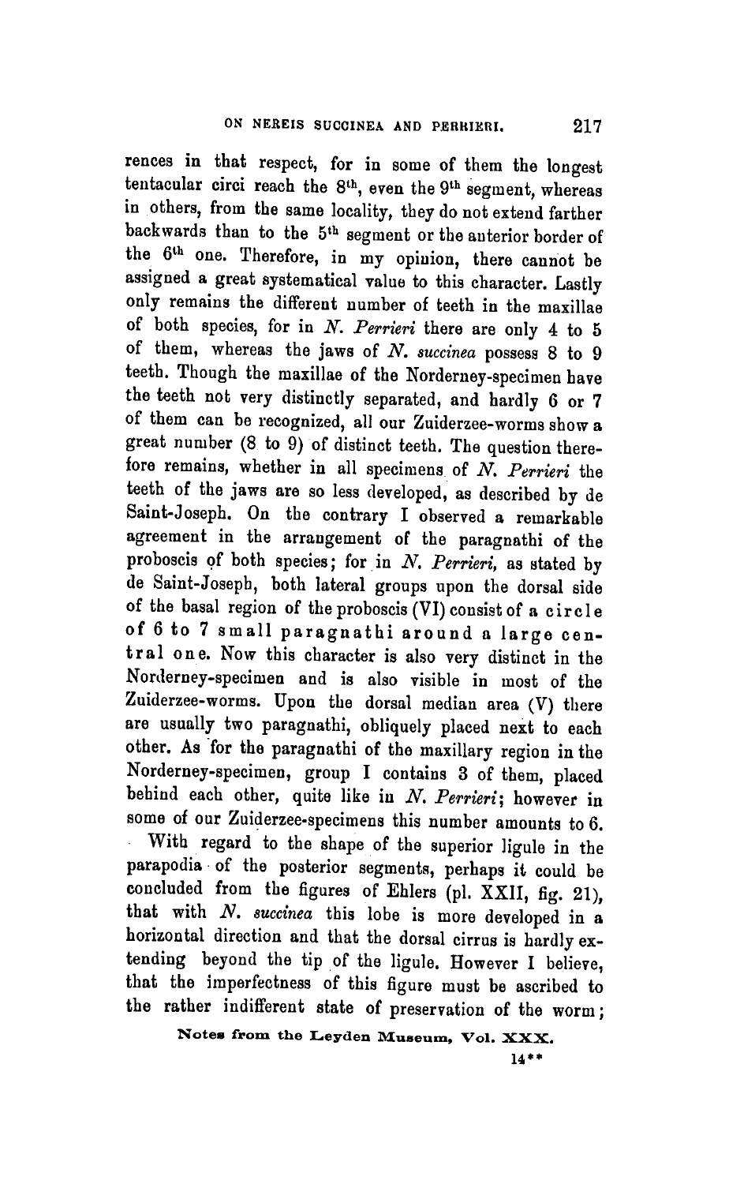rences in that respect, for in some of them the longest tentacular circi reach the 8th, even the 9th segment, whereas in others, from the same locality, they do not extend farther backwards than to the 5th segment or the anterior border of the 6th one. Therefore, in my opinion, there cannot be assigned a great systematical value to this character. Lastly only remains the different number of teeth in the maxillae of both species, for in *N. Perrieri* there are only 4 to 5 of them, whereas the jaws of *N. succinea* possess 8 to 9 teeth. Though the maxillae of the Norderney-specimen have the teeth not very distinctly separated, and hardly 6 or 7 of them can be recognized, all our Zuiderzee-worms show a great number (8 to 9) of distinct teeth. The question therefore remains, whether in all specimens of *N. Perrieri* the teeth of the jaws are so less developed, as described by de Saint-Joseph. On the contrary I observed a remarkable agreement in the arrangement of the paragnathi of the proboscis of both species; for in *N. Perrieri*, as stated by de Saint-Joseph, both lateral groups upon the dorsal side of the basal region of the proboscis (VI) consist of a c i r c l e o f 6 t o 7 s m a l l p a r a g n a t h i a r o u n d a l a r g e c e n t r a l o n e. Now this character is also very distinct in the Norderney-specimen and is also visible in most of the Zuiderzee-worms. Upon the dorsal median area (V) there are usually two paragnathi, obliquely placed next to each other. As for the paragnathi of the maxillary region in the Norderney-specimen, group I contains 3 of them, placed behind each other, quite like in *N. Perrieri*; however in some of our Zuiderzee-specimens this number amounts to 6.

With regard to the shape of the superior ligule in the parapodia of the posterior segments, perhaps it could be concluded from the figures of Ehlers (pl. XXII, fig. 21), that with *N. succinea* this lobe is more developed in a horizontal direction and that the dorsal cirrus is hardly extending beyond the tip of the ligule. However I believe, that the imperfectness of this figure must be ascribed to the rather indifferent state of preservation of the worm;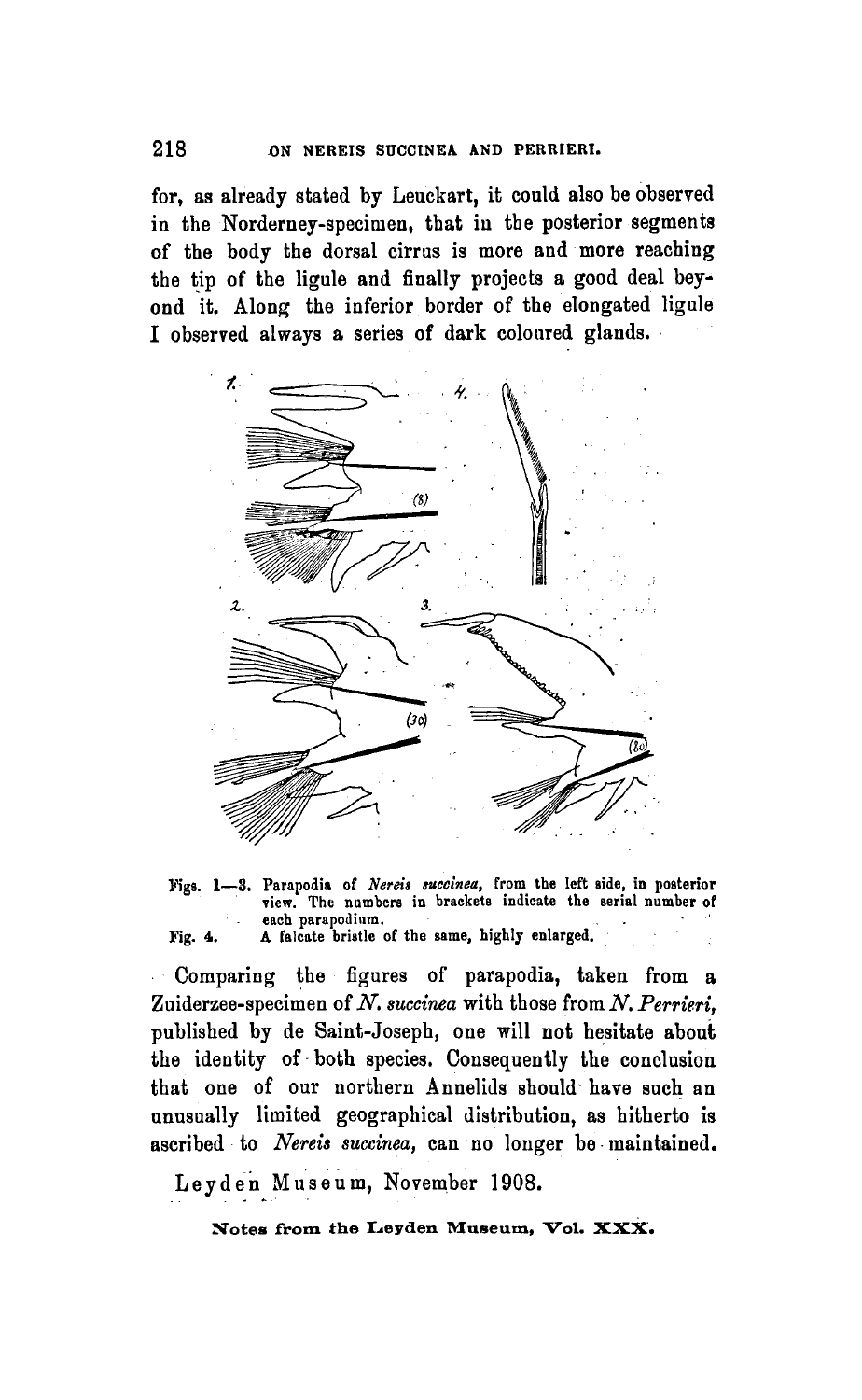for, as already stated by Leuckart, it could also be observed in the Norderney-specimen, that in the posterior segments of the body the dorsal cirrus is more and more reaching the tip of the ligule and finally projects a good deal beyond it. Along the inferior border of the elongated ligule I observed always a series of dark coloured glands.

Figs. 1—3. Parapodia of *Nereis succinea*, from the left side, in posterior view. The numbers in brackets indicate the serial number of each parapodium.

Fig. 4. A falcate bristle of the same, highly enlarged.

Comparing the figures of parapodia, taken from a Zuiderzee-specimen of *N. succinea* with those from *N. Perrieri*, published by de Saint-Joseph, one will not hesitate about the identity of both species. Consequently the conclusion that one of our northern Annelids should have such an unusually limited geographical distribution, as hitherto is ascribed to *Nereis succinea*, can no longer be maintained.

Leyden Museum, November 1908.